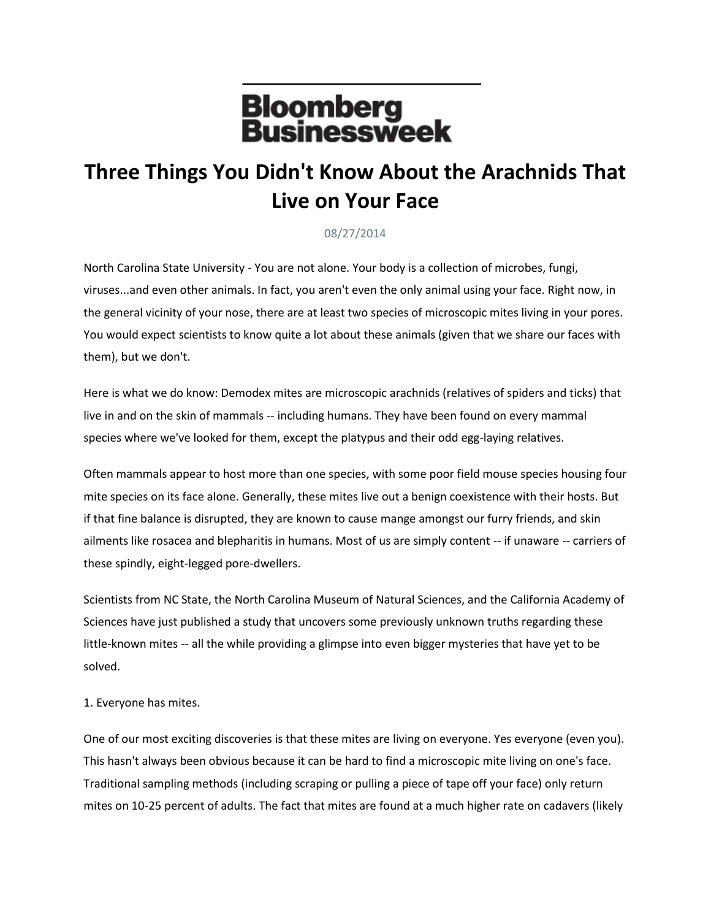Bloomberg Businessweek

# Three Things You Didn't Know About the Arachnids That Live on Your Face

08/27/2014

North Carolina State University - You are not alone. Your body is a collection of microbes, fungi, viruses...and even other animals. In fact, you aren't even the only animal using your face. Right now, in the general vicinity of your nose, there are at least two species of microscopic mites living in your pores. You would expect scientists to know quite a lot about these animals (given that we share our faces with them), but we don't.

Here is what we do know: Demodex mites are microscopic arachnids (relatives of spiders and ticks) that live in and on the skin of mammals -- including humans. They have been found on every mammal species where we've looked for them, except the platypus and their odd egg-laying relatives.

Often mammals appear to host more than one species, with some poor field mouse species housing four mite species on its face alone. Generally, these mites live out a benign coexistence with their hosts. But if that fine balance is disrupted, they are known to cause mange amongst our furry friends, and skin ailments like rosacea and blepharitis in humans. Most of us are simply content -- if unaware -- carriers of these spindly, eight-legged pore-dwellers.

Scientists from NC State, the North Carolina Museum of Natural Sciences, and the California Academy of Sciences have just published a study that uncovers some previously unknown truths regarding these little-known mites -- all the while providing a glimpse into even bigger mysteries that have yet to be solved.

1. Everyone has mites.

One of our most exciting discoveries is that these mites are living on everyone. Yes everyone (even you). This hasn't always been obvious because it can be hard to find a microscopic mite living on one's face. Traditional sampling methods (including scraping or pulling a piece of tape off your face) only return mites on 10-25 percent of adults. The fact that mites are found at a much higher rate on cadavers (likely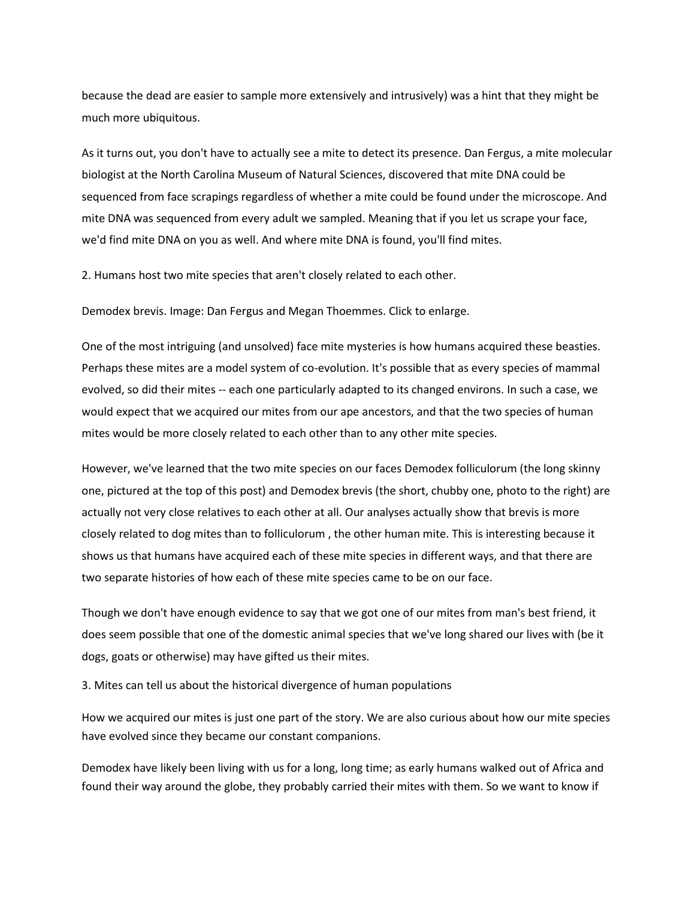because the dead are easier to sample more extensively and intrusively) was a hint that they might be much more ubiquitous.

As it turns out, you don't have to actually see a mite to detect its presence. Dan Fergus, a mite molecular biologist at the North Carolina Museum of Natural Sciences, discovered that mite DNA could be sequenced from face scrapings regardless of whether a mite could be found under the microscope. And mite DNA was sequenced from every adult we sampled. Meaning that if you let us scrape your face, we'd find mite DNA on you as well. And where mite DNA is found, you'll find mites.

2. Humans host two mite species that aren't closely related to each other.

Demodex brevis. Image: Dan Fergus and Megan Thoemmes. Click to enlarge.

One of the most intriguing (and unsolved) face mite mysteries is how humans acquired these beasties. Perhaps these mites are a model system of co-evolution. It's possible that as every species of mammal evolved, so did their mites -- each one particularly adapted to its changed environs. In such a case, we would expect that we acquired our mites from our ape ancestors, and that the two species of human mites would be more closely related to each other than to any other mite species.

However, we've learned that the two mite species on our faces Demodex folliculorum (the long skinny one, pictured at the top of this post) and Demodex brevis (the short, chubby one, photo to the right) are actually not very close relatives to each other at all. Our analyses actually show that brevis is more closely related to dog mites than to folliculorum , the other human mite. This is interesting because it shows us that humans have acquired each of these mite species in different ways, and that there are two separate histories of how each of these mite species came to be on our face.

Though we don't have enough evidence to say that we got one of our mites from man's best friend, it does seem possible that one of the domestic animal species that we've long shared our lives with (be it dogs, goats or otherwise) may have gifted us their mites.

3. Mites can tell us about the historical divergence of human populations

How we acquired our mites is just one part of the story. We are also curious about how our mite species have evolved since they became our constant companions.

Demodex have likely been living with us for a long, long time; as early humans walked out of Africa and found their way around the globe, they probably carried their mites with them. So we want to know if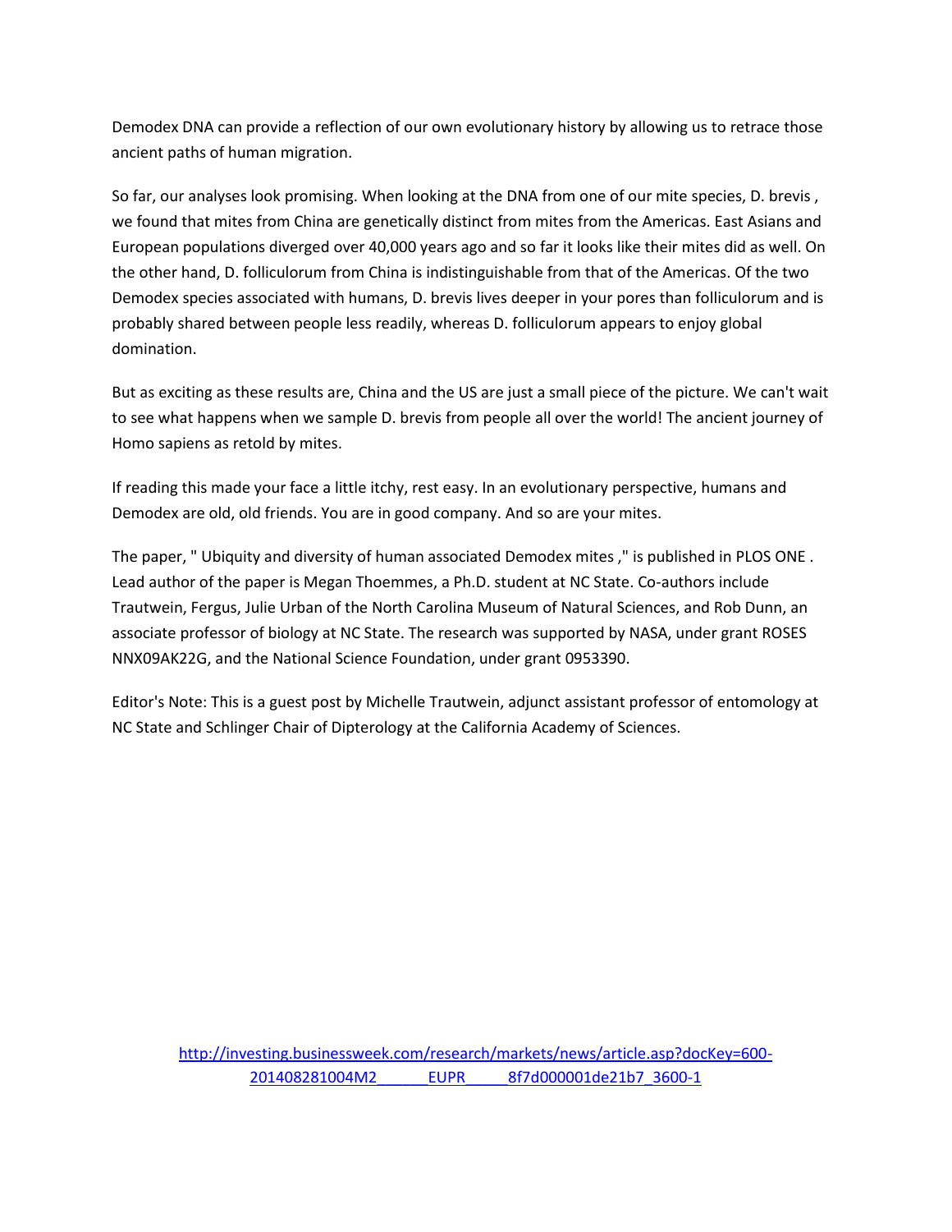Demodex DNA can provide a reflection of our own evolutionary history by allowing us to retrace those ancient paths of human migration.

So far, our analyses look promising. When looking at the DNA from one of our mite species, D. brevis , we found that mites from China are genetically distinct from mites from the Americas. East Asians and European populations diverged over 40,000 years ago and so far it looks like their mites did as well. On the other hand, D. folliculorum from China is indistinguishable from that of the Americas. Of the two Demodex species associated with humans, D. brevis lives deeper in your pores than folliculorum and is probably shared between people less readily, whereas D. folliculorum appears to enjoy global domination.

But as exciting as these results are, China and the US are just a small piece of the picture. We can't wait to see what happens when we sample D. brevis from people all over the world! The ancient journey of Homo sapiens as retold by mites.

If reading this made your face a little itchy, rest easy. In an evolutionary perspective, humans and Demodex are old, old friends. You are in good company. And so are your mites.

The paper, " Ubiquity and diversity of human associated Demodex mites ," is published in PLOS ONE . Lead author of the paper is Megan Thoemmes, a Ph.D. student at NC State. Co-authors include Trautwein, Fergus, Julie Urban of the North Carolina Museum of Natural Sciences, and Rob Dunn, an associate professor of biology at NC State. The research was supported by NASA, under grant ROSES NNX09AK22G, and the National Science Foundation, under grant 0953390.

Editor's Note: This is a guest post by Michelle Trautwein, adjunct assistant professor of entomology at NC State and Schlinger Chair of Dipterology at the California Academy of Sciences.

http://investing.businessweek.com/research/markets/news/article.asp?docKey=600-201408281004M2______EUPR_____8f7d000001de21b7_3600-1